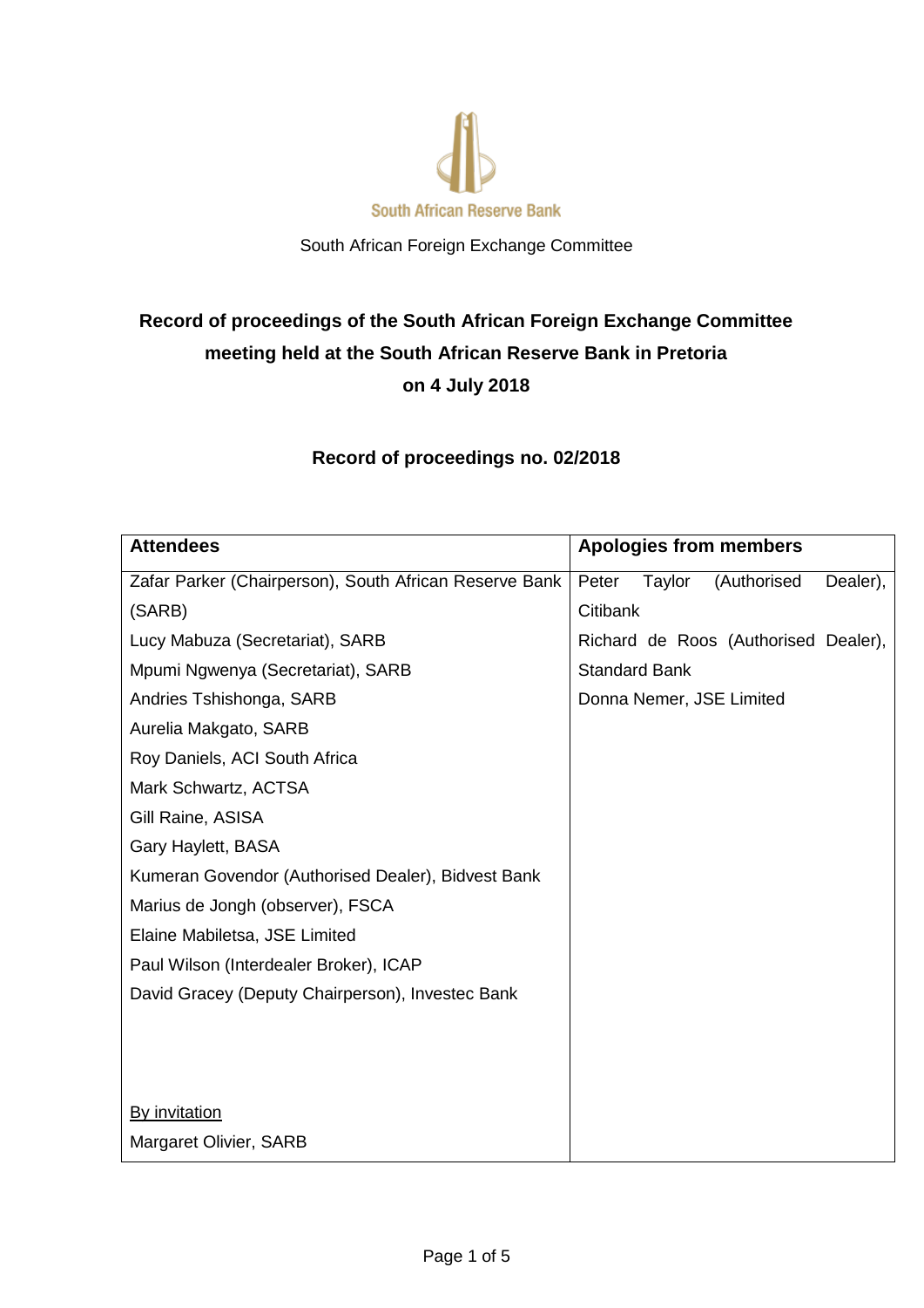South African Reserve Bank

South African Foreign Exchange Committee

# Record of proceedings of the South African Foreign Exchange Committee meeting held at the South African Reserve Bank in Pretoria on 4 July 2018

## Record of proceedings no. 02/2018

| Attendees | Apologies from members |
|---|---|
| Zafar Parker (Chairperson), South African Reserve Bank (SARB) | Peter Taylor (Authorised Dealer), Citibank |
| Lucy Mabuza (Secretariat), SARB | Richard de Roos (Authorised Dealer), Standard Bank |
| Mpumi Ngwenya (Secretariat), SARB | Donna Nemer, JSE Limited |
| Andries Tshishonga, SARB | |
| Aurelia Makgato, SARB | |
| Roy Daniels, ACI South Africa | |
| Mark Schwartz, ACTSA | |
| Gill Raine, ASISA | |
| Gary Haylett, BASA | |
| Kumeran Govendor (Authorised Dealer), Bidvest Bank | |
| Marius de Jongh (observer), FSCA | |
| Elaine Mabiletsa, JSE Limited | |
| Paul Wilson (Interdealer Broker), ICAP | |
| David Gracey (Deputy Chairperson), Investec Bank | |
| By invitation | |
| Margaret Olivier, SARB | |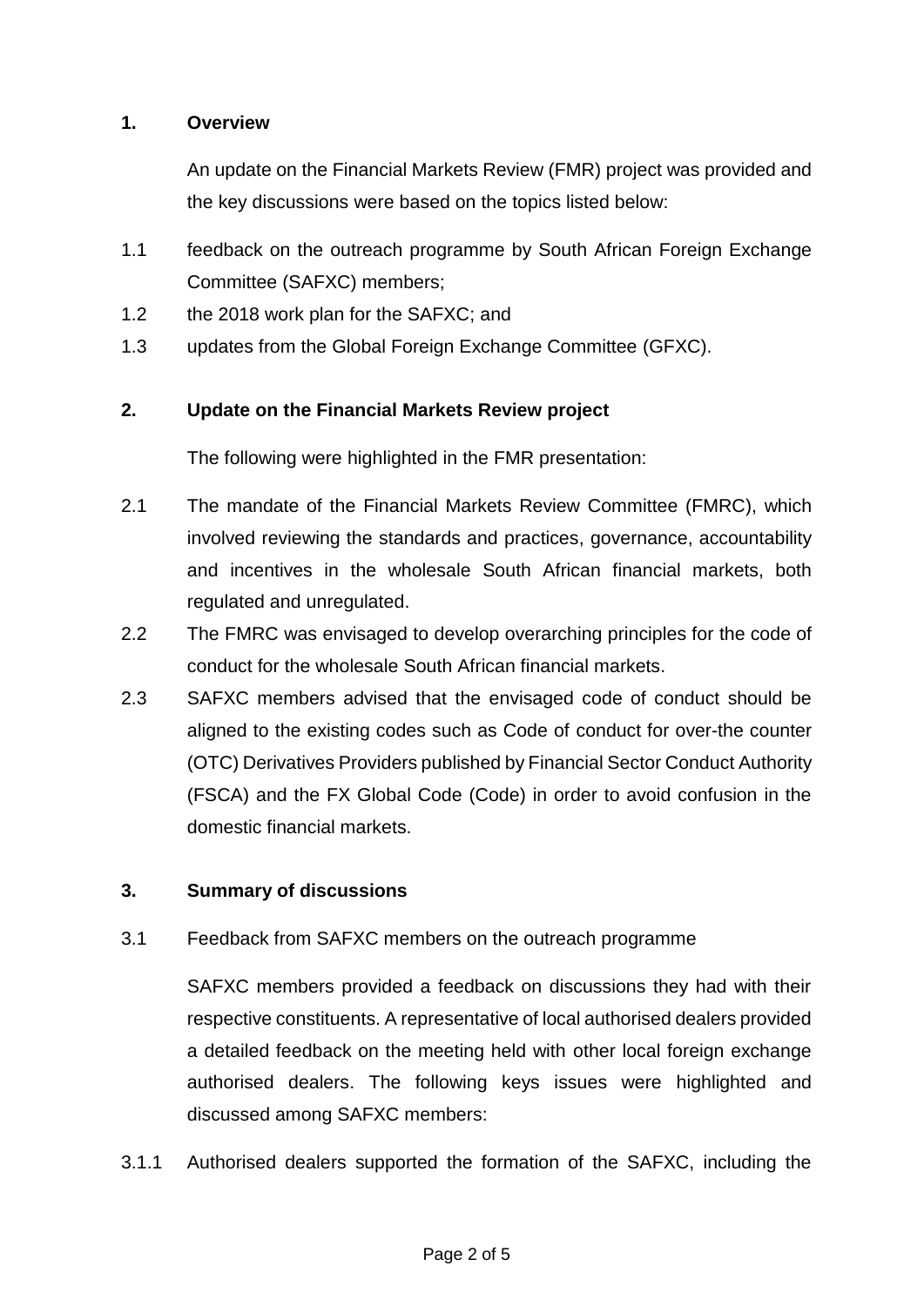## 1. Overview

An update on the Financial Markets Review (FMR) project was provided and the key discussions were based on the topics listed below:

1.1 feedback on the outreach programme by South African Foreign Exchange Committee (SAFXC) members;

1.2 the 2018 work plan for the SAFXC; and

1.3 updates from the Global Foreign Exchange Committee (GFXC).

## 2. Update on the Financial Markets Review project

The following were highlighted in the FMR presentation:

2.1 The mandate of the Financial Markets Review Committee (FMRC), which involved reviewing the standards and practices, governance, accountability and incentives in the wholesale South African financial markets, both regulated and unregulated.

2.2 The FMRC was envisaged to develop overarching principles for the code of conduct for the wholesale South African financial markets.

2.3 SAFXC members advised that the envisaged code of conduct should be aligned to the existing codes such as Code of conduct for over-the counter (OTC) Derivatives Providers published by Financial Sector Conduct Authority (FSCA) and the FX Global Code (Code) in order to avoid confusion in the domestic financial markets.

## 3. Summary of discussions

3.1 Feedback from SAFXC members on the outreach programme

SAFXC members provided a feedback on discussions they had with their respective constituents. A representative of local authorised dealers provided a detailed feedback on the meeting held with other local foreign exchange authorised dealers. The following keys issues were highlighted and discussed among SAFXC members:

3.1.1 Authorised dealers supported the formation of the SAFXC, including the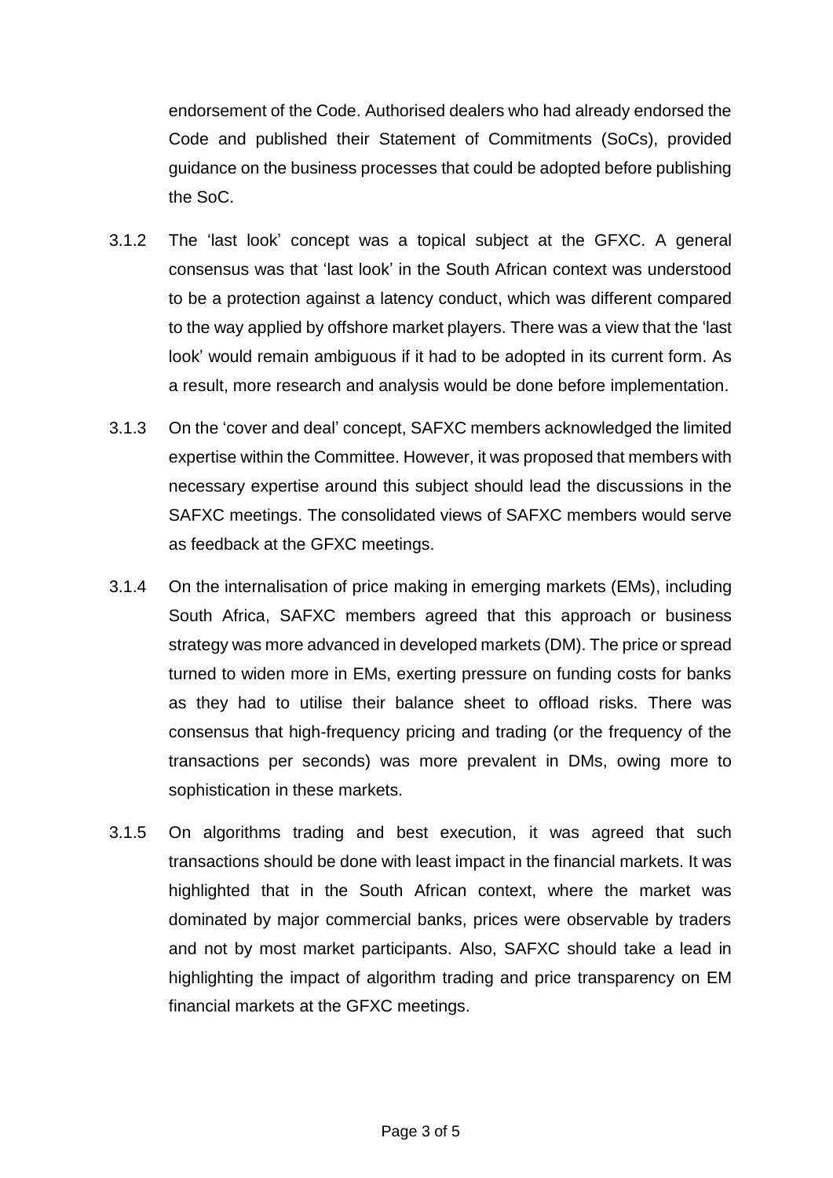endorsement of the Code. Authorised dealers who had already endorsed the Code and published their Statement of Commitments (SoCs), provided guidance on the business processes that could be adopted before publishing the SoC.

3.1.2 The 'last look' concept was a topical subject at the GFXC. A general consensus was that 'last look' in the South African context was understood to be a protection against a latency conduct, which was different compared to the way applied by offshore market players. There was a view that the 'last look' would remain ambiguous if it had to be adopted in its current form. As a result, more research and analysis would be done before implementation.

3.1.3 On the 'cover and deal' concept, SAFXC members acknowledged the limited expertise within the Committee. However, it was proposed that members with necessary expertise around this subject should lead the discussions in the SAFXC meetings. The consolidated views of SAFXC members would serve as feedback at the GFXC meetings.

3.1.4 On the internalisation of price making in emerging markets (EMs), including South Africa, SAFXC members agreed that this approach or business strategy was more advanced in developed markets (DM). The price or spread turned to widen more in EMs, exerting pressure on funding costs for banks as they had to utilise their balance sheet to offload risks. There was consensus that high-frequency pricing and trading (or the frequency of the transactions per seconds) was more prevalent in DMs, owing more to sophistication in these markets.

3.1.5 On algorithms trading and best execution, it was agreed that such transactions should be done with least impact in the financial markets. It was highlighted that in the South African context, where the market was dominated by major commercial banks, prices were observable by traders and not by most market participants. Also, SAFXC should take a lead in highlighting the impact of algorithm trading and price transparency on EM financial markets at the GFXC meetings.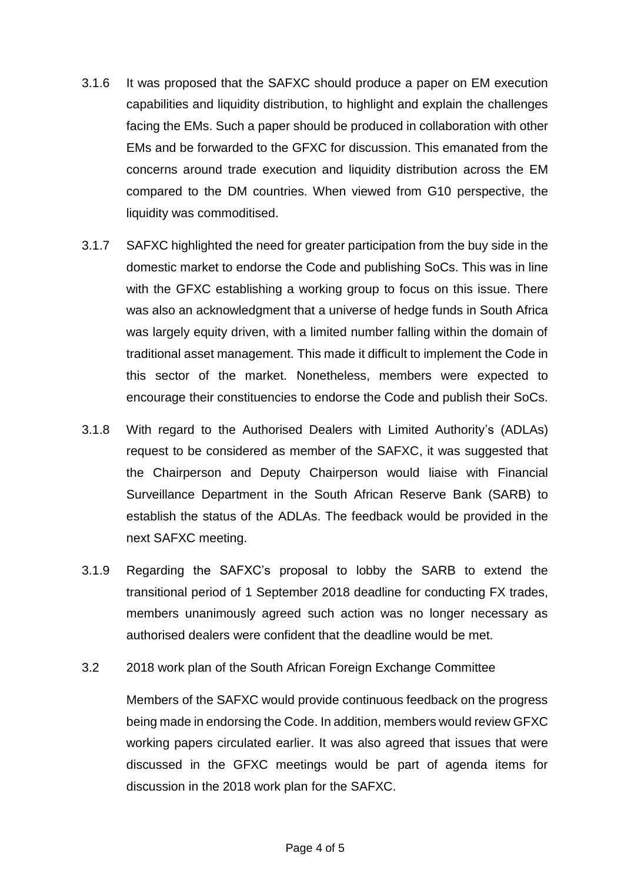3.1.6 It was proposed that the SAFXC should produce a paper on EM execution capabilities and liquidity distribution, to highlight and explain the challenges facing the EMs. Such a paper should be produced in collaboration with other EMs and be forwarded to the GFXC for discussion. This emanated from the concerns around trade execution and liquidity distribution across the EM compared to the DM countries. When viewed from G10 perspective, the liquidity was commoditised.

3.1.7 SAFXC highlighted the need for greater participation from the buy side in the domestic market to endorse the Code and publishing SoCs. This was in line with the GFXC establishing a working group to focus on this issue. There was also an acknowledgment that a universe of hedge funds in South Africa was largely equity driven, with a limited number falling within the domain of traditional asset management. This made it difficult to implement the Code in this sector of the market. Nonetheless, members were expected to encourage their constituencies to endorse the Code and publish their SoCs.

3.1.8 With regard to the Authorised Dealers with Limited Authority's (ADLAs) request to be considered as member of the SAFXC, it was suggested that the Chairperson and Deputy Chairperson would liaise with Financial Surveillance Department in the South African Reserve Bank (SARB) to establish the status of the ADLAs. The feedback would be provided in the next SAFXC meeting.

3.1.9 Regarding the SAFXC's proposal to lobby the SARB to extend the transitional period of 1 September 2018 deadline for conducting FX trades, members unanimously agreed such action was no longer necessary as authorised dealers were confident that the deadline would be met.

3.2 2018 work plan of the South African Foreign Exchange Committee

Members of the SAFXC would provide continuous feedback on the progress being made in endorsing the Code. In addition, members would review GFXC working papers circulated earlier. It was also agreed that issues that were discussed in the GFXC meetings would be part of agenda items for discussion in the 2018 work plan for the SAFXC.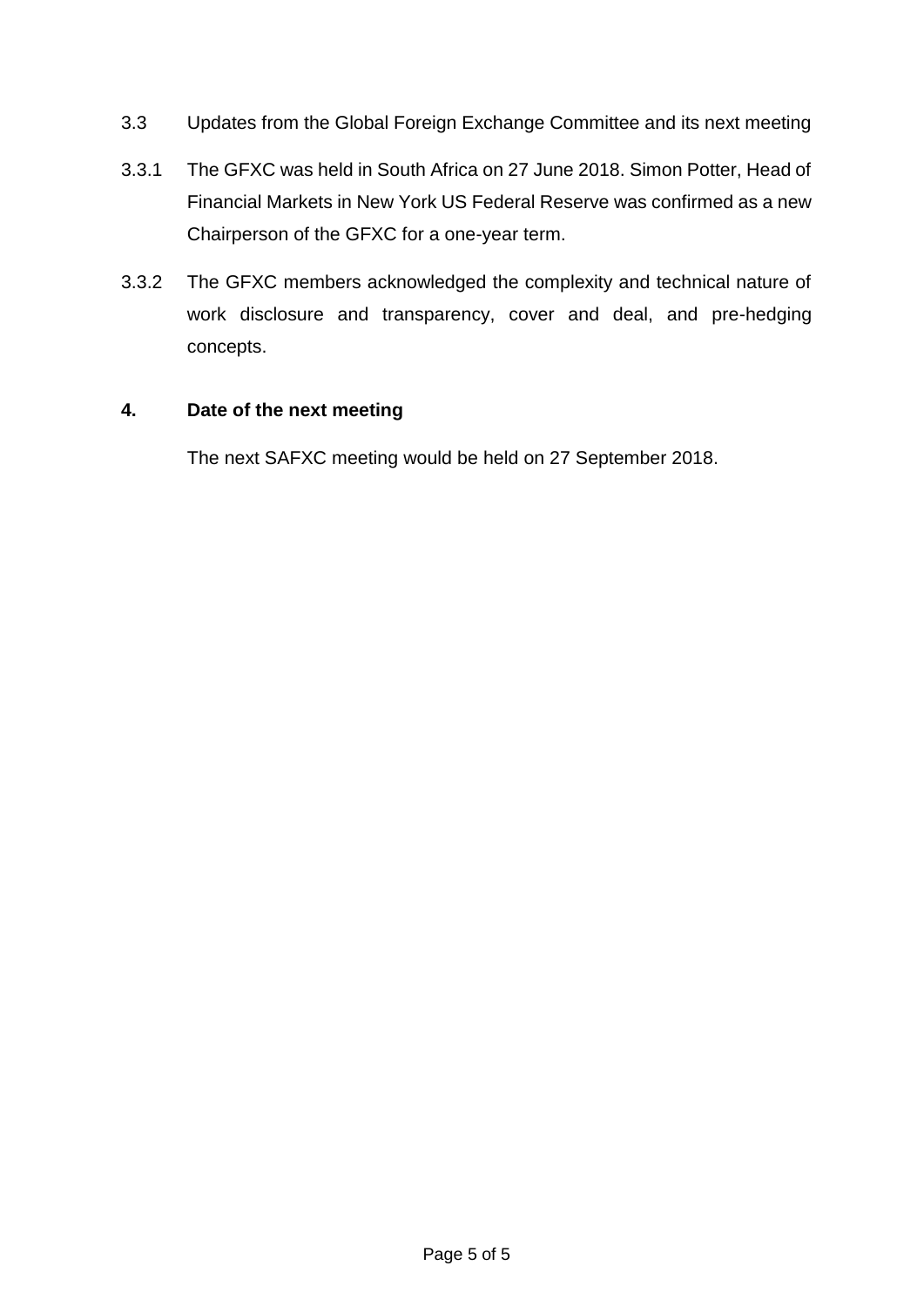3.3 Updates from the Global Foreign Exchange Committee and its next meeting

3.3.1 The GFXC was held in South Africa on 27 June 2018. Simon Potter, Head of Financial Markets in New York US Federal Reserve was confirmed as a new Chairperson of the GFXC for a one-year term.

3.3.2 The GFXC members acknowledged the complexity and technical nature of work disclosure and transparency, cover and deal, and pre-hedging concepts.

## 4. Date of the next meeting

The next SAFXC meeting would be held on 27 September 2018.